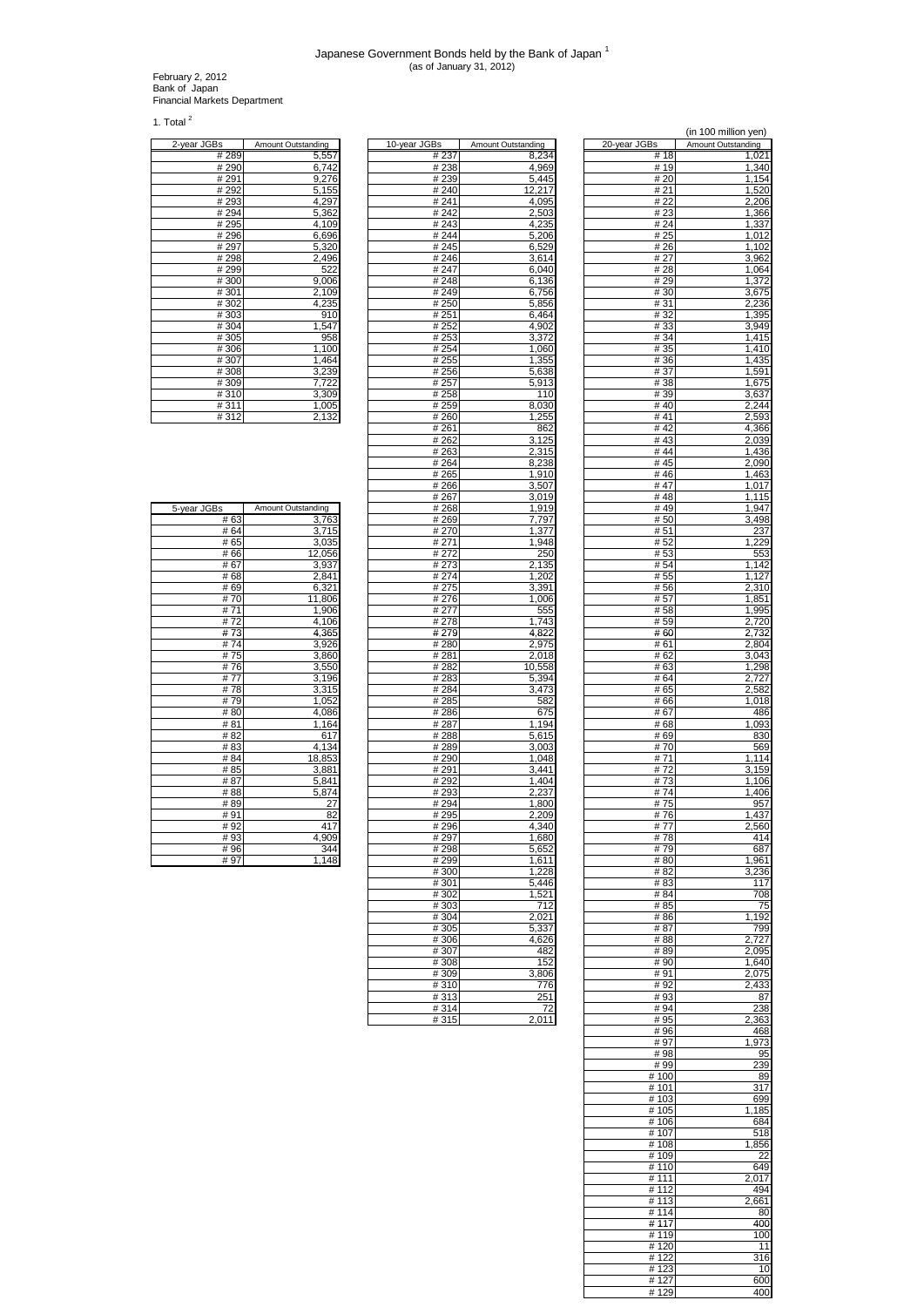# Japanese Government Bonds held by the Bank of Japan [1]

(as of January 31, 2012)

February 2, 2012
Bank of Japan
Financial Markets Department

1. Total [2]

(in 100 million yen)

| 2-year JGBs | Amount Outstanding |
|---|---|
| # 289 | 5,557 |
| # 290 | 6,742 |
| # 291 | 9,276 |
| # 292 | 5,155 |
| # 293 | 4,297 |
| # 294 | 5,362 |
| # 295 | 4,109 |
| # 296 | 6,696 |
| # 297 | 5,320 |
| # 298 | 2,496 |
| # 299 | 522 |
| # 300 | 9,006 |
| # 301 | 2,109 |
| # 302 | 4,235 |
| # 303 | 910 |
| # 304 | 1,547 |
| # 305 | 958 |
| # 306 | 1,100 |
| # 307 | 1,464 |
| # 308 | 3,239 |
| # 309 | 7,722 |
| # 310 | 3,309 |
| # 311 | 1,005 |
| # 312 | 2,132 |

| 5-year JGBs | Amount Outstanding |
|---|---|
| # 63 | 3,763 |
| # 64 | 3,715 |
| # 65 | 3,035 |
| # 66 | 12,056 |
| # 67 | 3,937 |
| # 68 | 2,841 |
| # 69 | 6,321 |
| # 70 | 11,806 |
| # 71 | 1,906 |
| # 72 | 4,106 |
| # 73 | 4,365 |
| # 74 | 3,926 |
| # 75 | 3,860 |
| # 76 | 3,550 |
| # 77 | 3,196 |
| # 78 | 3,315 |
| # 79 | 1,052 |
| # 80 | 4,086 |
| # 81 | 1,164 |
| # 82 | 617 |
| # 83 | 4,134 |
| # 84 | 18,853 |
| # 85 | 3,881 |
| # 87 | 5,841 |
| # 88 | 5,874 |
| # 89 | 27 |
| # 91 | 82 |
| # 92 | 417 |
| # 93 | 4,909 |
| # 96 | 344 |
| # 97 | 1,148 |

| 10-year JGBs | Amount Outstanding |
|---|---|
| # 237 | 8,234 |
| # 238 | 4,969 |
| # 239 | 5,445 |
| # 240 | 12,217 |
| # 241 | 4,095 |
| # 242 | 2,503 |
| # 243 | 4,235 |
| # 244 | 5,206 |
| # 245 | 6,529 |
| # 246 | 3,614 |
| # 247 | 6,040 |
| # 248 | 6,136 |
| # 249 | 6,756 |
| # 250 | 5,856 |
| # 251 | 6,464 |
| # 252 | 4,902 |
| # 253 | 3,372 |
| # 254 | 1,060 |
| # 255 | 1,355 |
| # 256 | 5,638 |
| # 257 | 5,913 |
| # 258 | 110 |
| # 259 | 8,030 |
| # 260 | 1,255 |
| # 261 | 862 |
| # 262 | 3,125 |
| # 263 | 2,315 |
| # 264 | 8,238 |
| # 265 | 1,910 |
| # 266 | 3,507 |
| # 267 | 3,019 |
| # 268 | 1,919 |
| # 269 | 7,797 |
| # 270 | 1,377 |
| # 271 | 1,948 |
| # 272 | 250 |
| # 273 | 2,135 |
| # 274 | 1,202 |
| # 275 | 3,391 |
| # 276 | 1,006 |
| # 277 | 555 |
| # 278 | 1,743 |
| # 279 | 4,822 |
| # 280 | 2,975 |
| # 281 | 2,018 |
| # 282 | 10,558 |
| # 283 | 5,394 |
| # 284 | 3,473 |
| # 285 | 582 |
| # 286 | 675 |
| # 287 | 1,194 |
| # 288 | 5,615 |
| # 289 | 3,003 |
| # 290 | 1,048 |
| # 291 | 3,441 |
| # 292 | 1,404 |
| # 293 | 2,237 |
| # 294 | 1,800 |
| # 295 | 2,209 |
| # 296 | 4,340 |
| # 297 | 1,680 |
| # 298 | 5,652 |
| # 299 | 1,611 |
| # 300 | 1,228 |
| # 301 | 5,446 |
| # 302 | 1,521 |
| # 303 | 712 |
| # 304 | 2,021 |
| # 305 | 5,337 |
| # 306 | 4,626 |
| # 307 | 482 |
| # 308 | 152 |
| # 309 | 3,806 |
| # 310 | 776 |
| # 313 | 251 |
| # 314 | 72 |
| # 315 | 2,011 |

| 20-year JGBs | Amount Outstanding |
|---|---|
| # 18 | 1,021 |
| # 19 | 1,340 |
| # 20 | 1,154 |
| # 21 | 1,520 |
| # 22 | 2,206 |
| # 23 | 1,366 |
| # 24 | 1,337 |
| # 25 | 1,012 |
| # 26 | 1,102 |
| # 27 | 3,962 |
| # 28 | 1,064 |
| # 29 | 1,372 |
| # 30 | 3,675 |
| # 31 | 2,236 |
| # 32 | 1,395 |
| # 33 | 3,949 |
| # 34 | 1,415 |
| # 35 | 1,410 |
| # 36 | 1,435 |
| # 37 | 1,591 |
| # 38 | 1,675 |
| # 39 | 3,637 |
| # 40 | 2,244 |
| # 41 | 2,593 |
| # 42 | 4,366 |
| # 43 | 2,039 |
| # 44 | 1,436 |
| # 45 | 2,090 |
| # 46 | 1,463 |
| # 47 | 1,017 |
| # 48 | 1,115 |
| # 49 | 1,947 |
| # 50 | 3,498 |
| # 51 | 237 |
| # 52 | 1,229 |
| # 53 | 553 |
| # 54 | 1,142 |
| # 55 | 1,127 |
| # 56 | 2,310 |
| # 57 | 1,851 |
| # 58 | 1,995 |
| # 59 | 2,720 |
| # 60 | 2,732 |
| # 61 | 2,804 |
| # 62 | 3,043 |
| # 63 | 1,298 |
| # 64 | 2,727 |
| # 65 | 2,582 |
| # 66 | 1,018 |
| # 67 | 486 |
| # 68 | 1,093 |
| # 69 | 830 |
| # 70 | 569 |
| # 71 | 1,114 |
| # 72 | 3,159 |
| # 73 | 1,106 |
| # 74 | 1,406 |
| # 75 | 957 |
| # 76 | 1,437 |
| # 77 | 2,560 |
| # 78 | 414 |
| # 79 | 687 |
| # 80 | 1,961 |
| # 82 | 3,236 |
| # 83 | 117 |
| # 84 | 708 |
| # 85 | 75 |
| # 86 | 1,192 |
| # 87 | 799 |
| # 88 | 2,727 |
| # 89 | 2,095 |
| # 90 | 1,640 |
| # 91 | 2,075 |
| # 92 | 2,433 |
| # 93 | 87 |
| # 94 | 238 |
| # 95 | 2,363 |
| # 96 | 468 |
| # 97 | 1,973 |
| # 98 | 95 |
| # 99 | 239 |
| # 100 | 89 |
| # 101 | 317 |
| # 103 | 699 |
| # 105 | 1,185 |
| # 106 | 684 |
| # 107 | 518 |
| # 108 | 1,856 |
| # 109 | 22 |
| # 110 | 649 |
| # 111 | 2,017 |
| # 112 | 494 |
| # 113 | 2,661 |
| # 114 | 80 |
| # 117 | 400 |
| # 119 | 100 |
| # 120 | 11 |
| # 122 | 316 |
| # 123 | 10 |
| # 127 | 600 |
| # 129 | 400 |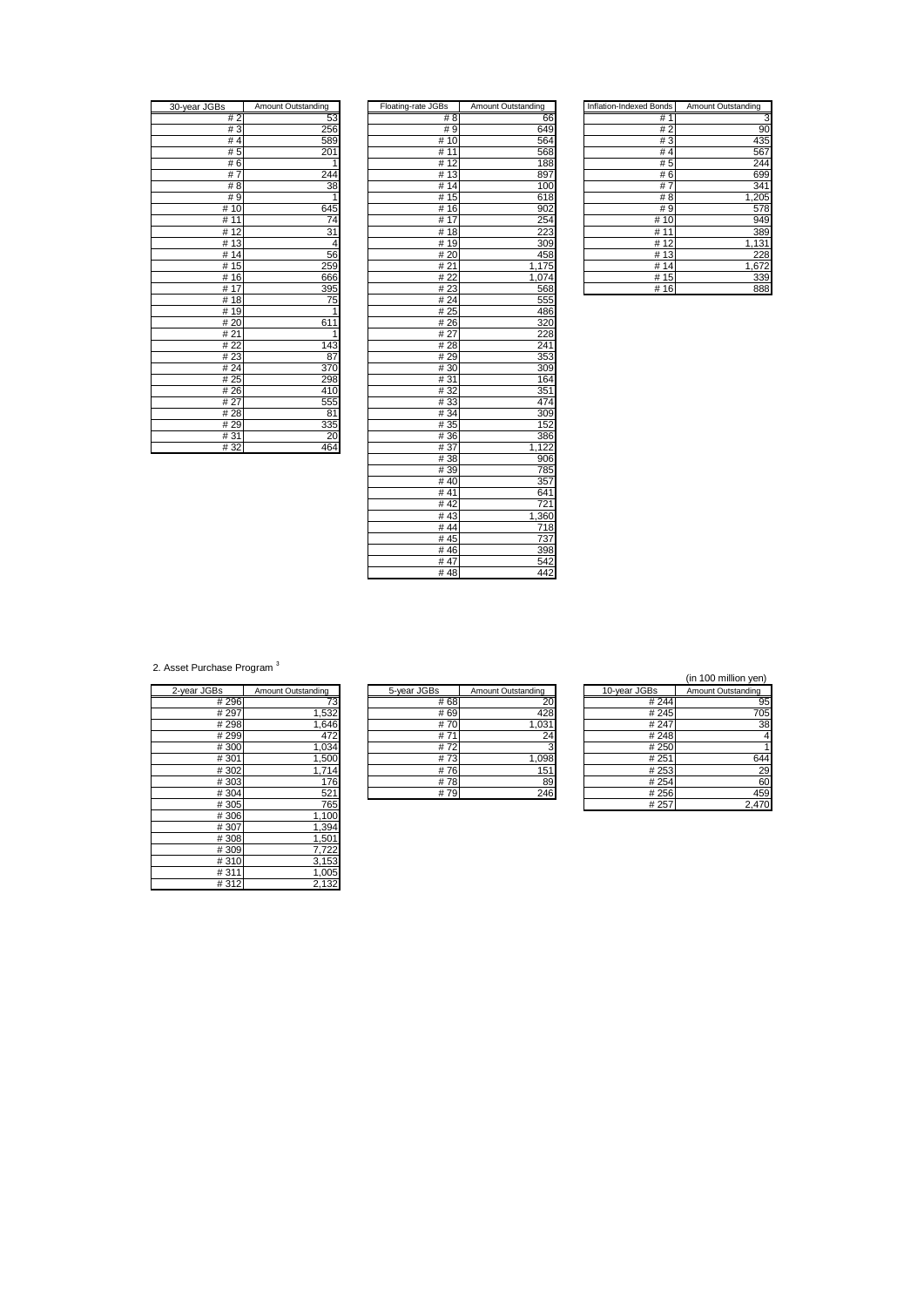| 30-year JGBs | Amount Outstanding |
|---|---|
| # 2 | 53 |
| # 3 | 256 |
| # 4 | 589 |
| # 5 | 201 |
| # 6 | 1 |
| # 7 | 244 |
| # 8 | 38 |
| # 9 | 1 |
| # 10 | 645 |
| # 11 | 74 |
| # 12 | 31 |
| # 13 | 4 |
| # 14 | 56 |
| # 15 | 259 |
| # 16 | 666 |
| # 17 | 395 |
| # 18 | 75 |
| # 19 | 1 |
| # 20 | 611 |
| # 21 | 1 |
| # 22 | 143 |
| # 23 | 87 |
| # 24 | 370 |
| # 25 | 298 |
| # 26 | 410 |
| # 27 | 555 |
| # 28 | 81 |
| # 29 | 335 |
| # 31 | 20 |
| # 32 | 464 |

| Floating-rate JGBs | Amount Outstanding |
|---|---|
| # 8 | 66 |
| # 9 | 649 |
| # 10 | 564 |
| # 11 | 568 |
| # 12 | 188 |
| # 13 | 897 |
| # 14 | 100 |
| # 15 | 618 |
| # 16 | 902 |
| # 17 | 254 |
| # 18 | 223 |
| # 19 | 309 |
| # 20 | 458 |
| # 21 | 1,175 |
| # 22 | 1,074 |
| # 23 | 568 |
| # 24 | 555 |
| # 25 | 486 |
| # 26 | 320 |
| # 27 | 228 |
| # 28 | 241 |
| # 29 | 353 |
| # 30 | 309 |
| # 31 | 164 |
| # 32 | 351 |
| # 33 | 474 |
| # 34 | 309 |
| # 35 | 152 |
| # 36 | 386 |
| # 37 | 1,122 |
| # 38 | 906 |
| # 39 | 785 |
| # 40 | 357 |
| # 41 | 641 |
| # 42 | 721 |
| # 43 | 1,360 |
| # 44 | 718 |
| # 45 | 737 |
| # 46 | 398 |
| # 47 | 542 |
| # 48 | 442 |

| Inflation-Indexed Bonds | Amount Outstanding |
|---|---|
| # 1 | 3 |
| # 2 | 90 |
| # 3 | 435 |
| # 4 | 567 |
| # 5 | 244 |
| # 6 | 699 |
| # 7 | 341 |
| # 8 | 1,205 |
| # 9 | 578 |
| # 10 | 949 |
| # 11 | 389 |
| # 12 | 1,131 |
| # 13 | 228 |
| # 14 | 1,672 |
| # 15 | 339 |
| # 16 | 888 |

2. Asset Purchase Program [3]

(in 100 million yen)

| 2-year JGBs | Amount Outstanding |
|---|---|
| # 296 | 73 |
| # 297 | 1,532 |
| # 298 | 1,646 |
| # 299 | 472 |
| # 300 | 1,034 |
| # 301 | 1,500 |
| # 302 | 1,714 |
| # 303 | 176 |
| # 304 | 521 |
| # 305 | 765 |
| # 306 | 1,100 |
| # 307 | 1,394 |
| # 308 | 1,501 |
| # 309 | 7,722 |
| # 310 | 3,153 |
| # 311 | 1,005 |
| # 312 | 2,132 |

| 5-year JGBs | Amount Outstanding |
|---|---|
| # 68 | 20 |
| # 69 | 428 |
| # 70 | 1,031 |
| # 71 | 24 |
| # 72 | 3 |
| # 73 | 1,098 |
| # 76 | 151 |
| # 78 | 89 |
| # 79 | 246 |

| 10-year JGBs | Amount Outstanding |
|---|---|
| # 244 | 95 |
| # 245 | 705 |
| # 247 | 38 |
| # 248 | 4 |
| # 250 | 1 |
| # 251 | 644 |
| # 253 | 29 |
| # 254 | 60 |
| # 256 | 459 |
| # 257 | 2,470 |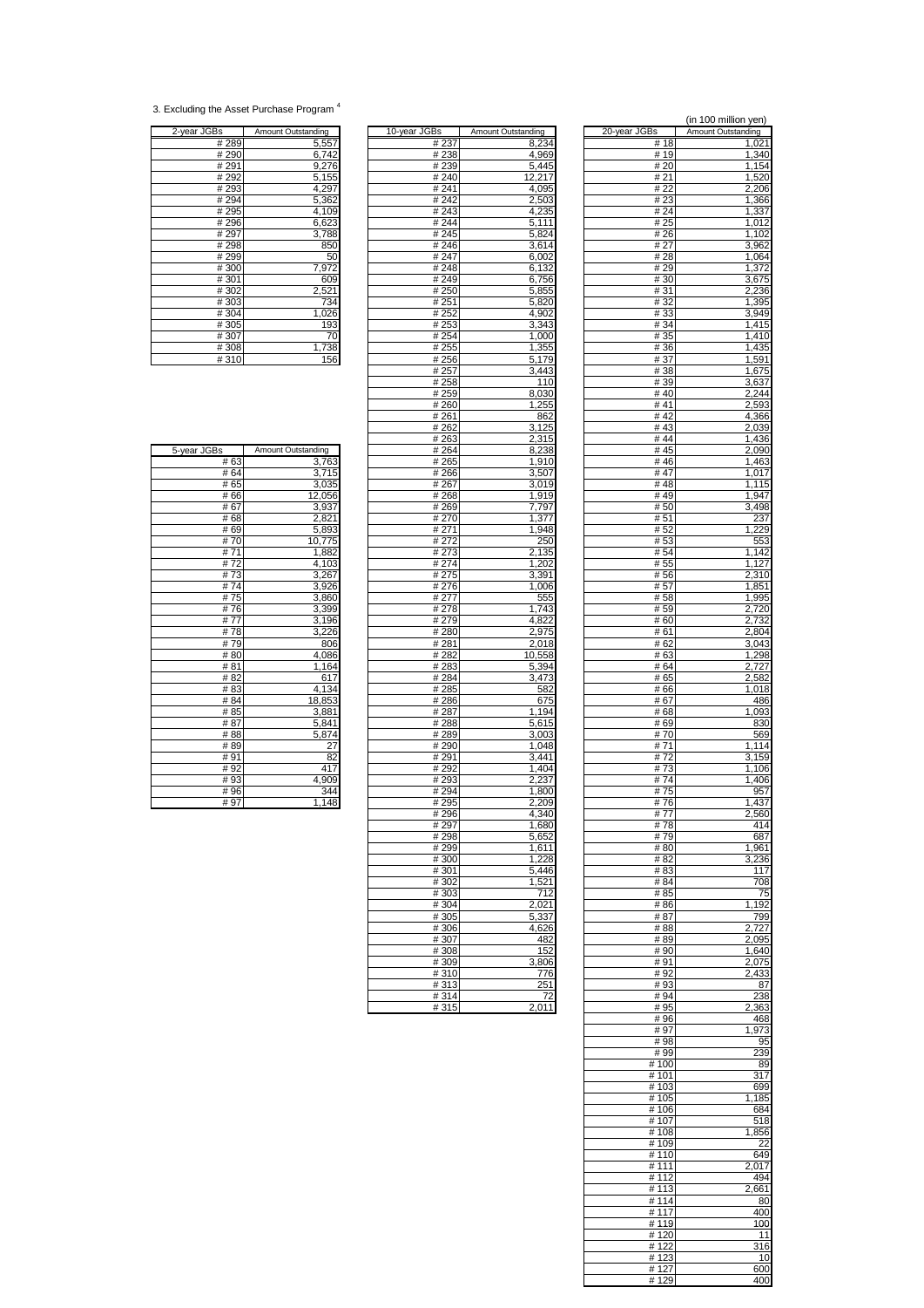3. Excluding the Asset Purchase Program [4]

(in 100 million yen)

| 2-year JGBs | Amount Outstanding |
|---|---|
| # 289 | 5,557 |
| # 290 | 6,742 |
| # 291 | 9,276 |
| # 292 | 5,155 |
| # 293 | 4,297 |
| # 294 | 5,362 |
| # 295 | 4,109 |
| # 296 | 6,623 |
| # 297 | 3,788 |
| # 298 | 850 |
| # 299 | 50 |
| # 300 | 7,972 |
| # 301 | 609 |
| # 302 | 2,521 |
| # 303 | 734 |
| # 304 | 1,026 |
| # 305 | 193 |
| # 307 | 70 |
| # 308 | 1,738 |
| # 310 | 156 |

| 5-year JGBs | Amount Outstanding |
|---|---|
| # 63 | 3,763 |
| # 64 | 3,715 |
| # 65 | 3,035 |
| # 66 | 12,056 |
| # 67 | 3,937 |
| # 68 | 2,821 |
| # 69 | 5,893 |
| # 70 | 10,775 |
| # 71 | 1,882 |
| # 72 | 4,103 |
| # 73 | 3,267 |
| # 74 | 3,926 |
| # 75 | 3,860 |
| # 76 | 3,399 |
| # 77 | 3,196 |
| # 78 | 3,226 |
| # 79 | 806 |
| # 80 | 4,086 |
| # 81 | 1,164 |
| # 82 | 617 |
| # 83 | 4,134 |
| # 84 | 18,853 |
| # 85 | 3,881 |
| # 87 | 5,841 |
| # 88 | 5,874 |
| # 89 | 27 |
| # 91 | 82 |
| # 92 | 417 |
| # 93 | 4,909 |
| # 96 | 344 |
| # 97 | 1,148 |

| 10-year JGBs | Amount Outstanding |
|---|---|
| # 237 | 8,234 |
| # 238 | 4,969 |
| # 239 | 5,445 |
| # 240 | 12,217 |
| # 241 | 4,095 |
| # 242 | 2,503 |
| # 243 | 4,235 |
| # 244 | 5,111 |
| # 245 | 5,824 |
| # 246 | 3,614 |
| # 247 | 6,002 |
| # 248 | 6,132 |
| # 249 | 6,756 |
| # 250 | 5,855 |
| # 251 | 5,820 |
| # 252 | 4,902 |
| # 253 | 3,343 |
| # 254 | 1,000 |
| # 255 | 1,355 |
| # 256 | 5,179 |
| # 257 | 3,443 |
| # 258 | 110 |
| # 259 | 8,030 |
| # 260 | 1,255 |
| # 261 | 862 |
| # 262 | 3,125 |
| # 263 | 2,315 |
| # 264 | 8,238 |
| # 265 | 1,910 |
| # 266 | 3,507 |
| # 267 | 3,019 |
| # 268 | 1,919 |
| # 269 | 7,797 |
| # 270 | 1,377 |
| # 271 | 1,948 |
| # 272 | 250 |
| # 273 | 2,135 |
| # 274 | 1,202 |
| # 275 | 3,391 |
| # 276 | 1,006 |
| # 277 | 555 |
| # 278 | 1,743 |
| # 279 | 4,822 |
| # 280 | 2,975 |
| # 281 | 2,018 |
| # 282 | 10,558 |
| # 283 | 5,394 |
| # 284 | 3,473 |
| # 285 | 582 |
| # 286 | 675 |
| # 287 | 1,194 |
| # 288 | 5,615 |
| # 289 | 3,003 |
| # 290 | 1,048 |
| # 291 | 3,441 |
| # 292 | 1,404 |
| # 293 | 2,237 |
| # 294 | 1,800 |
| # 295 | 2,209 |
| # 296 | 4,340 |
| # 297 | 1,680 |
| # 298 | 5,652 |
| # 299 | 1,611 |
| # 300 | 1,228 |
| # 301 | 5,446 |
| # 302 | 1,521 |
| # 303 | 712 |
| # 304 | 2,021 |
| # 305 | 5,337 |
| # 306 | 4,626 |
| # 307 | 482 |
| # 308 | 152 |
| # 309 | 3,806 |
| # 310 | 776 |
| # 313 | 251 |
| # 314 | 72 |
| # 315 | 2,011 |

| 20-year JGBs | Amount Outstanding |
|---|---|
| # 18 | 1,021 |
| # 19 | 1,340 |
| # 20 | 1,154 |
| # 21 | 1,520 |
| # 22 | 2,206 |
| # 23 | 1,366 |
| # 24 | 1,337 |
| # 25 | 1,012 |
| # 26 | 1,102 |
| # 27 | 3,962 |
| # 28 | 1,064 |
| # 29 | 1,372 |
| # 30 | 3,675 |
| # 31 | 2,236 |
| # 32 | 1,395 |
| # 33 | 3,949 |
| # 34 | 1,415 |
| # 35 | 1,410 |
| # 36 | 1,435 |
| # 37 | 1,591 |
| # 38 | 1,675 |
| # 39 | 3,637 |
| # 40 | 2,244 |
| # 41 | 2,593 |
| # 42 | 4,366 |
| # 43 | 2,039 |
| # 44 | 1,436 |
| # 45 | 2,090 |
| # 46 | 1,463 |
| # 47 | 1,017 |
| # 48 | 1,115 |
| # 49 | 1,947 |
| # 50 | 3,498 |
| # 51 | 237 |
| # 52 | 1,229 |
| # 53 | 553 |
| # 54 | 1,142 |
| # 55 | 1,127 |
| # 56 | 2,310 |
| # 57 | 1,851 |
| # 58 | 1,995 |
| # 59 | 2,720 |
| # 60 | 2,732 |
| # 61 | 2,804 |
| # 62 | 3,043 |
| # 63 | 1,298 |
| # 64 | 2,727 |
| # 65 | 2,582 |
| # 66 | 1,018 |
| # 67 | 486 |
| # 68 | 1,093 |
| # 69 | 830 |
| # 70 | 569 |
| # 71 | 1,114 |
| # 72 | 3,159 |
| # 73 | 1,106 |
| # 74 | 1,406 |
| # 75 | 957 |
| # 76 | 1,437 |
| # 77 | 2,560 |
| # 78 | 414 |
| # 79 | 687 |
| # 80 | 1,961 |
| # 82 | 3,236 |
| # 83 | 117 |
| # 84 | 708 |
| # 85 | 75 |
| # 86 | 1,192 |
| # 87 | 799 |
| # 88 | 2,727 |
| # 89 | 2,095 |
| # 90 | 1,640 |
| # 91 | 2,075 |
| # 92 | 2,433 |
| # 93 | 87 |
| # 94 | 238 |
| # 95 | 2,363 |
| # 96 | 468 |
| # 97 | 1,973 |
| # 98 | 95 |
| # 99 | 239 |
| # 100 | 89 |
| # 101 | 317 |
| # 103 | 699 |
| # 105 | 1,185 |
| # 106 | 684 |
| # 107 | 518 |
| # 108 | 1,856 |
| # 109 | 22 |
| # 110 | 649 |
| # 111 | 2,017 |
| # 112 | 494 |
| # 113 | 2,661 |
| # 114 | 80 |
| # 117 | 400 |
| # 119 | 100 |
| # 120 | 11 |
| # 122 | 316 |
| # 123 | 10 |
| # 127 | 600 |
| # 129 | 400 |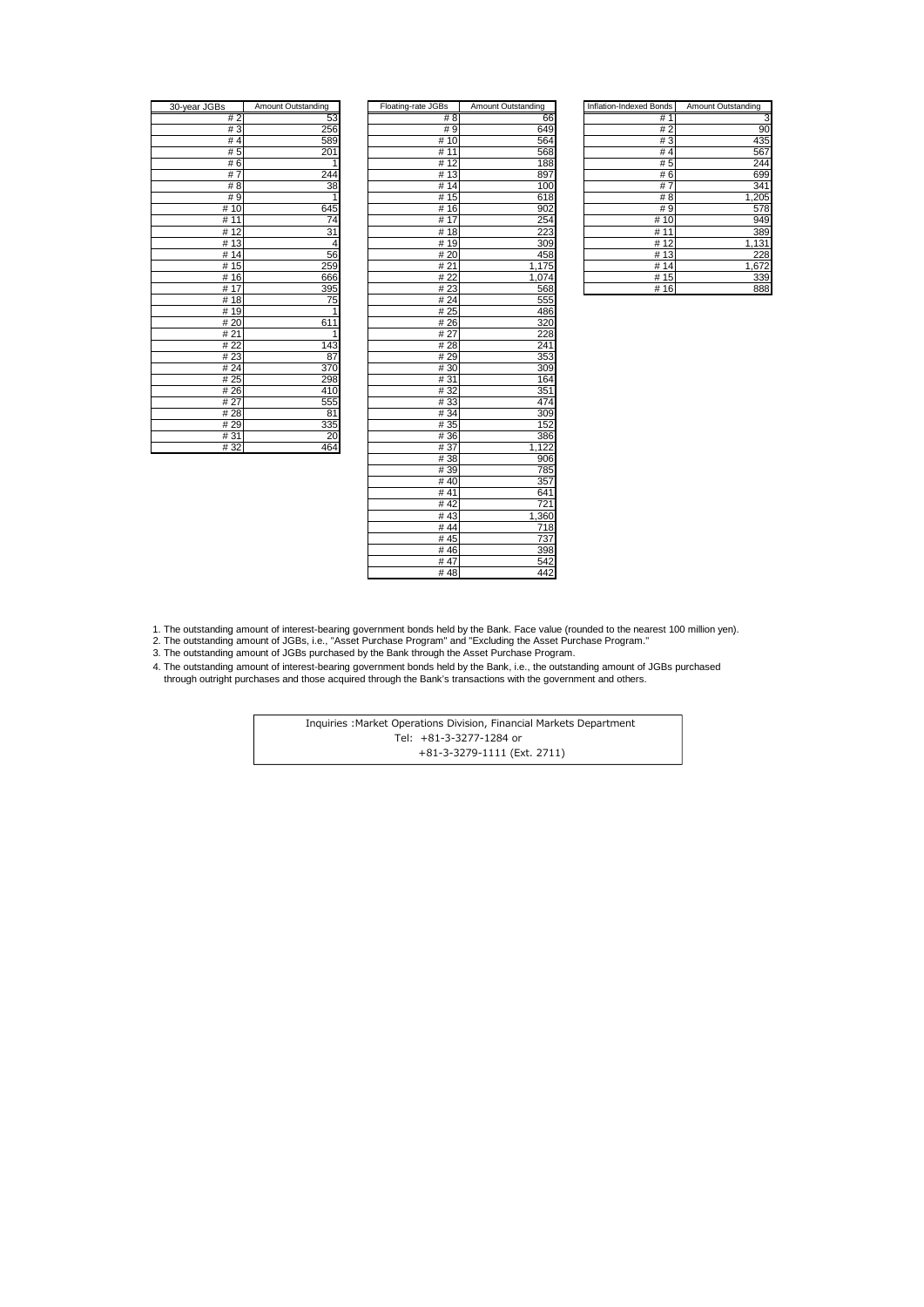| 30-year JGBs | Amount Outstanding |
|---|---|
| # 2 | 53 |
| # 3 | 256 |
| # 4 | 589 |
| # 5 | 201 |
| # 6 | 1 |
| # 7 | 244 |
| # 8 | 38 |
| # 9 | 1 |
| # 10 | 645 |
| # 11 | 74 |
| # 12 | 31 |
| # 13 | 4 |
| # 14 | 56 |
| # 15 | 259 |
| # 16 | 666 |
| # 17 | 395 |
| # 18 | 75 |
| # 19 | 1 |
| # 20 | 611 |
| # 21 | 1 |
| # 22 | 143 |
| # 23 | 87 |
| # 24 | 370 |
| # 25 | 298 |
| # 26 | 410 |
| # 27 | 555 |
| # 28 | 81 |
| # 29 | 335 |
| # 31 | 20 |
| # 32 | 464 |

| Floating-rate JGBs | Amount Outstanding |
|---|---|
| # 8 | 66 |
| # 9 | 649 |
| # 10 | 564 |
| # 11 | 568 |
| # 12 | 188 |
| # 13 | 897 |
| # 14 | 100 |
| # 15 | 618 |
| # 16 | 902 |
| # 17 | 254 |
| # 18 | 223 |
| # 19 | 309 |
| # 20 | 458 |
| # 21 | 1,175 |
| # 22 | 1,074 |
| # 23 | 568 |
| # 24 | 555 |
| # 25 | 486 |
| # 26 | 320 |
| # 27 | 228 |
| # 28 | 241 |
| # 29 | 353 |
| # 30 | 309 |
| # 31 | 164 |
| # 32 | 351 |
| # 33 | 474 |
| # 34 | 309 |
| # 35 | 152 |
| # 36 | 386 |
| # 37 | 1,122 |
| # 38 | 906 |
| # 39 | 785 |
| # 40 | 357 |
| # 41 | 641 |
| # 42 | 721 |
| # 43 | 1,360 |
| # 44 | 718 |
| # 45 | 737 |
| # 46 | 398 |
| # 47 | 542 |
| # 48 | 442 |

| Inflation-Indexed Bonds | Amount Outstanding |
|---|---|
| # 1 | 3 |
| # 2 | 90 |
| # 3 | 435 |
| # 4 | 567 |
| # 5 | 244 |
| # 6 | 699 |
| # 7 | 341 |
| # 8 | 1,205 |
| # 9 | 578 |
| # 10 | 949 |
| # 11 | 389 |
| # 12 | 1,131 |
| # 13 | 228 |
| # 14 | 1,672 |
| # 15 | 339 |
| # 16 | 888 |

1. The outstanding amount of interest-bearing government bonds held by the Bank. Face value (rounded to the nearest 100 million yen).
2. The outstanding amount of JGBs, i.e., "Asset Purchase Program" and "Excluding the Asset Purchase Program."
3. The outstanding amount of JGBs purchased by the Bank through the Asset Purchase Program.
4. The outstanding amount of interest-bearing government bonds held by the Bank, i.e., the outstanding amount of JGBs purchased through outright purchases and those acquired through the Bank's transactions with the government and others.

Inquiries :Market Operations Division, Financial Markets Department
Tel: +81-3-3277-1284 or
+81-3-3279-1111 (Ext. 2711)